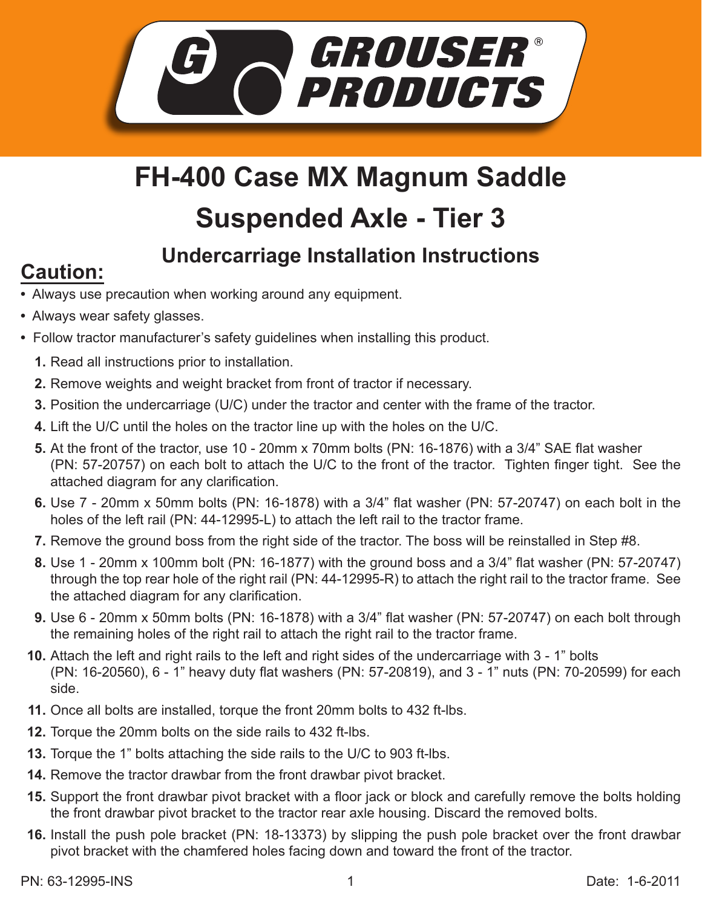# FH-400 Case MX Magnum Saddle Suspended Axle - Tier 3

### Undercarriage Installation Instructions

## Caution:

- Always use precaution when working around any equipment.
- Always wear safety glasses.
- Follow tractor manufacturer's safety guidelines when installing this product.

1. Read all instructions prior to installation.
2. Remove weights and weight bracket from front of tractor if necessary.
3. Position the undercarriage (U/C) under the tractor and center with the frame of the tractor.
4. Lift the U/C until the holes on the tractor line up with the holes on the U/C.
5. At the front of the tractor, use 10 - 20mm x 70mm bolts (PN: 16-1876) with a 3/4" SAE flat washer (PN: 57-20757) on each bolt to attach the U/C to the front of the tractor. Tighten finger tight. See the attached diagram for any clarification.
6. Use 7 - 20mm x 50mm bolts (PN: 16-1878) with a 3/4" flat washer (PN: 57-20747) on each bolt in the holes of the left rail (PN: 44-12995-L) to attach the left rail to the tractor frame.
7. Remove the ground boss from the right side of the tractor. The boss will be reinstalled in Step #8.
8. Use 1 - 20mm x 100mm bolt (PN: 16-1877) with the ground boss and a 3/4" flat washer (PN: 57-20747) through the top rear hole of the right rail (PN: 44-12995-R) to attach the right rail to the tractor frame. See the attached diagram for any clarification.
9. Use 6 - 20mm x 50mm bolts (PN: 16-1878) with a 3/4" flat washer (PN: 57-20747) on each bolt through the remaining holes of the right rail to attach the right rail to the tractor frame.
10. Attach the left and right rails to the left and right sides of the undercarriage with 3 - 1" bolts (PN: 16-20560), 6 - 1" heavy duty flat washers (PN: 57-20819), and 3 - 1" nuts (PN: 70-20599) for each side.
11. Once all bolts are installed, torque the front 20mm bolts to 432 ft-lbs.
12. Torque the 20mm bolts on the side rails to 432 ft-lbs.
13. Torque the 1" bolts attaching the side rails to the U/C to 903 ft-lbs.
14. Remove the tractor drawbar from the front drawbar pivot bracket.
15. Support the front drawbar pivot bracket with a floor jack or block and carefully remove the bolts holding the front drawbar pivot bracket to the tractor rear axle housing. Discard the removed bolts.
16. Install the push pole bracket (PN: 18-13373) by slipping the push pole bracket over the front drawbar pivot bracket with the chamfered holes facing down and toward the front of the tractor.

PN: 63-12995-INS    Date: 1-6-2011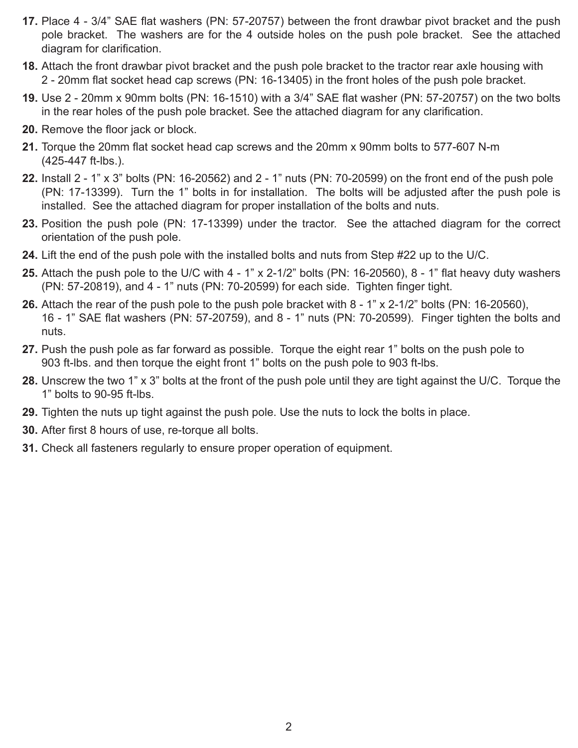17. Place 4 - 3/4” SAE flat washers (PN: 57-20757) between the front drawbar pivot bracket and the push pole bracket. The washers are for the 4 outside holes on the push pole bracket. See the attached diagram for clarification.
18. Attach the front drawbar pivot bracket and the push pole bracket to the tractor rear axle housing with 2 - 20mm flat socket head cap screws (PN: 16-13405) in the front holes of the push pole bracket.
19. Use 2 - 20mm x 90mm bolts (PN: 16-1510) with a 3/4” SAE flat washer (PN: 57-20757) on the two bolts in the rear holes of the push pole bracket. See the attached diagram for any clarification.
20. Remove the floor jack or block.
21. Torque the 20mm flat socket head cap screws and the 20mm x 90mm bolts to 577-607 N-m (425-447 ft-lbs.).
22. Install 2 - 1” x 3” bolts (PN: 16-20562) and 2 - 1” nuts (PN: 70-20599) on the front end of the push pole (PN: 17-13399). Turn the 1” bolts in for installation. The bolts will be adjusted after the push pole is installed. See the attached diagram for proper installation of the bolts and nuts.
23. Position the push pole (PN: 17-13399) under the tractor. See the attached diagram for the correct orientation of the push pole.
24. Lift the end of the push pole with the installed bolts and nuts from Step #22 up to the U/C.
25. Attach the push pole to the U/C with 4 - 1” x 2-1/2” bolts (PN: 16-20560), 8 - 1” flat heavy duty washers (PN: 57-20819), and 4 - 1” nuts (PN: 70-20599) for each side. Tighten finger tight.
26. Attach the rear of the push pole to the push pole bracket with 8 - 1” x 2-1/2” bolts (PN: 16-20560), 16 - 1” SAE flat washers (PN: 57-20759), and 8 - 1” nuts (PN: 70-20599). Finger tighten the bolts and nuts.
27. Push the push pole as far forward as possible. Torque the eight rear 1” bolts on the push pole to 903 ft-lbs. and then torque the eight front 1” bolts on the push pole to 903 ft-lbs.
28. Unscrew the two 1” x 3” bolts at the front of the push pole until they are tight against the U/C. Torque the 1” bolts to 90-95 ft-lbs.
29. Tighten the nuts up tight against the push pole. Use the nuts to lock the bolts in place.
30. After first 8 hours of use, re-torque all bolts.
31. Check all fasteners regularly to ensure proper operation of equipment.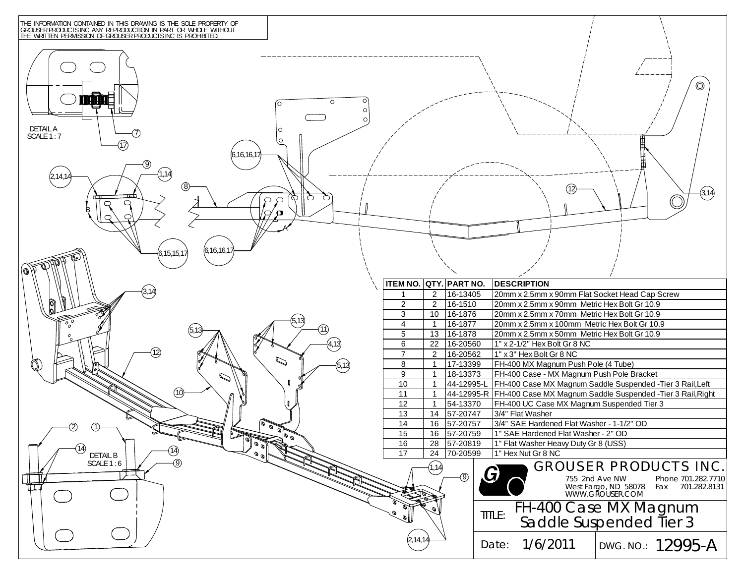THE INFORMATION CONTAINED IN THIS DRAWING IS THE SOLE PROPERTY OF GROUSER PRODUCTS INC ANY REPRODUCTION IN PART OR WHOLE WITHOUT THE WRITTEN PERMISSION OF GROUSER PRODUCTS INC IS PROHIBITED.

DETAIL A
SCALE 1 : 7

DETAIL B
SCALE 1 : 6

| ITEM NO. | QTY. | PART NO. | DESCRIPTION |
|---|---|---|---|
| 1 | 2 | 16-13405 | 20mm x 2.5mm x 90mm Flat Socket Head Cap Screw |
| 2 | 2 | 16-1510 | 20mm x 2.5mm x 90mm Metric Hex Bolt Gr 10.9 |
| 3 | 10 | 16-1876 | 20mm x 2.5mm x 70mm Metric Hex Bolt Gr 10.9 |
| 4 | 1 | 16-1877 | 20mm x 2.5mm x 100mm Metric Hex Bolt Gr 10.9 |
| 5 | 13 | 16-1878 | 20mm x 2.5mm x 50mm Metric Hex Bolt Gr 10.9 |
| 6 | 22 | 16-20560 | 1" x 2-1/2" Hex Bolt Gr 8 NC |
| 7 | 2 | 16-20562 | 1" x 3" Hex Bolt Gr 8 NC |
| 8 | 1 | 17-13399 | FH-400 MX Magnum Push Pole (4 Tube) |
| 9 | 1 | 18-13373 | FH-400 Case - MX Magnum Push Pole Bracket |
| 10 | 1 | 44-12995-L | FH-400 Case MX Magnum Saddle Suspended -Tier 3 Rail,Left |
| 11 | 1 | 44-12995-R | FH-400 Case MX Magnum Saddle Suspended -Tier 3 Rail,Right |
| 12 | 1 | 54-13370 | FH-400 UC Case MX Magnum Suspended Tier 3 |
| 13 | 14 | 57-20747 | 3/4" Flat Washer |
| 14 | 16 | 57-20757 | 3/4" SAE Hardened Flat Washer - 1-1/2" OD |
| 15 | 16 | 57-20759 | 1" SAE Hardened Flat Washer - 2" OD |
| 16 | 28 | 57-20819 | 1" Flat Washer Heavy Duty Gr 8 (USS) |
| 17 | 24 | 70-20599 | 1" Hex Nut Gr 8 NC |

GROUSER PRODUCTS INC.
755 2nd Ave NW
West Fargo, ND 58078
WWW.GROUSER.COM
Phone 701.282.7710
Fax 701.282.8131

TITLE: FH-400 Case MX Magnum Saddle Suspended Tier 3

Date: 1/6/2011

DWG. NO.: 12995-A